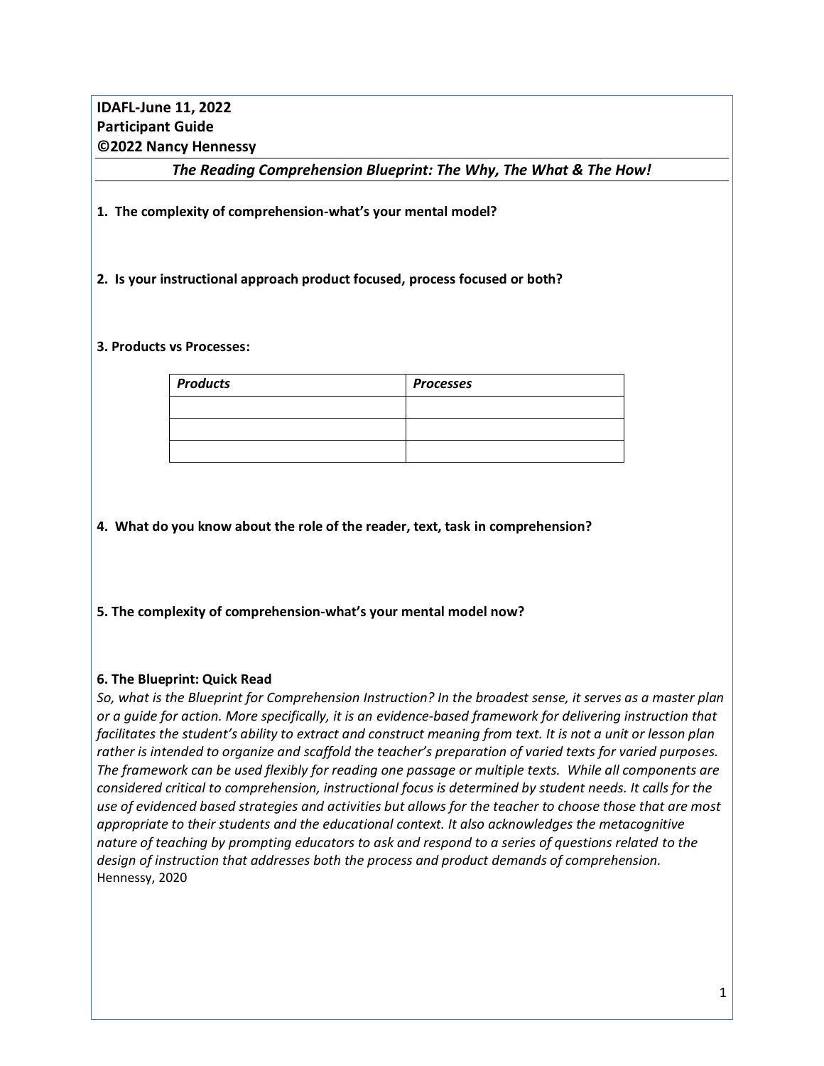**IDAFL-June 11, 2022**
**Participant Guide**
**©2022 Nancy Hennessy**

## *The Reading Comprehension Blueprint: The Why, The What & The How!*

**1. The complexity of comprehension-what's your mental model?**

**2. Is your instructional approach product focused, process focused or both?**

**3. Products vs Processes:**

| ***Products*** | ***Processes*** |
|---|---|
| | |
| | |
| | |

**4. What do you know about the role of the reader, text, task in comprehension?**

**5. The complexity of comprehension-what's your mental model now?**

**6. The Blueprint: Quick Read**

*So, what is the Blueprint for Comprehension Instruction? In the broadest sense, it serves as a master plan or a guide for action. More specifically, it is an evidence-based framework for delivering instruction that facilitates the student's ability to extract and construct meaning from text. It is not a unit or lesson plan rather is intended to organize and scaffold the teacher's preparation of varied texts for varied purposes. The framework can be used flexibly for reading one passage or multiple texts. While all components are considered critical to comprehension, instructional focus is determined by student needs. It calls for the use of evidenced based strategies and activities but allows for the teacher to choose those that are most appropriate to their students and the educational context. It also acknowledges the metacognitive nature of teaching by prompting educators to ask and respond to a series of questions related to the design of instruction that addresses both the process and product demands of comprehension.*
Hennessy, 2020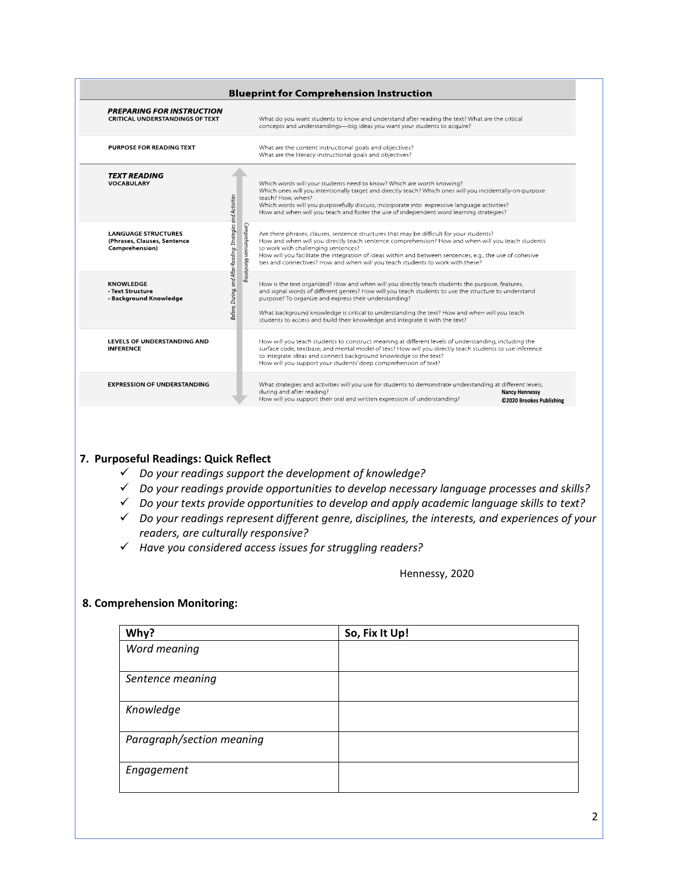## Blueprint for Comprehension Instruction

| | |
|---|---|
| ***PREPARING FOR INSTRUCTION*** **CRITICAL UNDERSTANDINGS OF TEXT** | What do you want students to know and understand after reading the text? What are the critical concepts and understandings—big ideas you want your students to acquire? |
| **PURPOSE FOR READING TEXT** | What are the content instructional goals and objectives? What are the literacy instructional goals and objectives? |
| ***TEXT READING*** **VOCABULARY** | Which words will your students need to know? Which are worth knowing? Which ones will you intentionally target and directly teach? Which ones will you incidentally-on-purpose teach? How, when? Which words will you purposefully discuss, incorporate into expressive language activities? How and when will you teach and foster the use of independent word learning strategies? |
| **LANGUAGE STRUCTURES (Phrases, Clauses, Sentence Comprehension)** | Are there phrases, clauses, sentence structures that may be difficult for your students? How and when will you directly teach sentence comprehension? How and when will you teach students to work with challenging sentences? How will you facilitate the integration of ideas within and between sentences, e.g., the use of cohesive ties and connectives? How and when will you teach students to work with these? |
| **KNOWLEDGE** • Text Structure • Background Knowledge | How is the text organized? How and when will you directly teach students the purpose, features, and signal words of different genres? How will you teach students to use the structure to understand purpose? To organize and express their understanding? What background knowledge is critical to understanding the text? How and when will you teach students to access and build their knowledge and integrate it with the text? |
| **LEVELS OF UNDERSTANDING AND INFERENCE** | How will you teach students to construct meaning at different levels of understanding, including the surface code, textbase, and mental model of text? How will you directly teach students to use inference to integrate ideas and connect background knowledge to the text? How will you support your students' deep comprehension of text? |
| **EXPRESSION OF UNDERSTANDING** | What strategies and activities will you use for students to demonstrate understanding at different levels, during and after reading? How will you support their oral and written expression of understanding? |

*Before, During, and After Reading: Strategies and Activities* — *Comprehension Monitoring*

Nancy Hennessy
©2020 Brookes Publishing

### 7. Purposeful Readings: Quick Reflect

- ✓ *Do your readings support the development of knowledge?*
- ✓ *Do your readings provide opportunities to develop necessary language processes and skills?*
- ✓ *Do your texts provide opportunities to develop and apply academic language skills to text?*
- ✓ *Do your readings represent different genre, disciplines, the interests, and experiences of your readers, are culturally responsive?*
- ✓ *Have you considered access issues for struggling readers?*

Hennessy, 2020

### 8. Comprehension Monitoring:

| Why? | So, Fix It Up! |
|---|---|
| *Word meaning* | |
| *Sentence meaning* | |
| *Knowledge* | |
| *Paragraph/section meaning* | |
| *Engagement* | |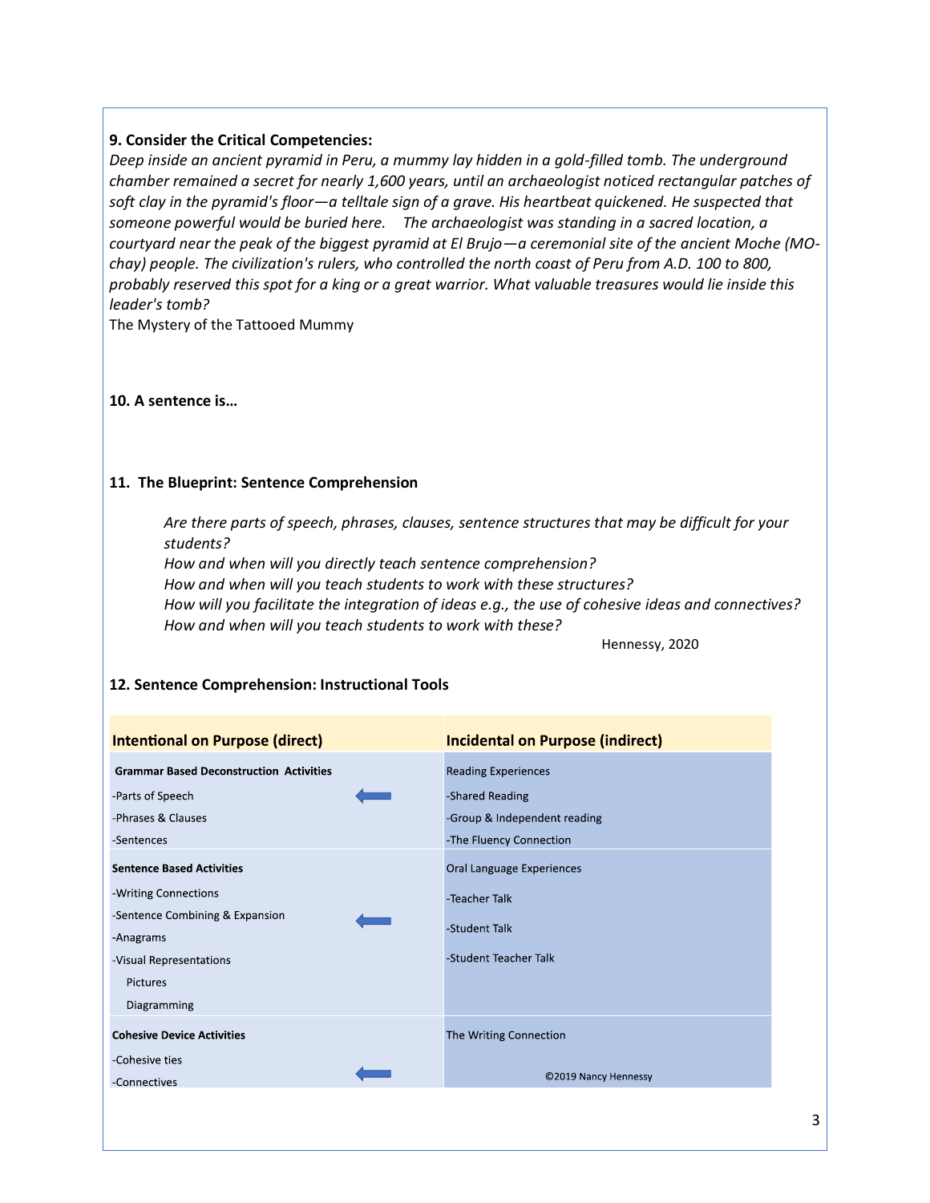**9. Consider the Critical Competencies:**

*Deep inside an ancient pyramid in Peru, a mummy lay hidden in a gold-filled tomb. The underground chamber remained a secret for nearly 1,600 years, until an archaeologist noticed rectangular patches of soft clay in the pyramid's floor—a telltale sign of a grave. His heartbeat quickened. He suspected that someone powerful would be buried here. The archaeologist was standing in a sacred location, a courtyard near the peak of the biggest pyramid at El Brujo—a ceremonial site of the ancient Moche (MO-chay) people. The civilization's rulers, who controlled the north coast of Peru from A.D. 100 to 800, probably reserved this spot for a king or a great warrior. What valuable treasures would lie inside this leader's tomb?*

The Mystery of the Tattooed Mummy

**10. A sentence is…**

**11. The Blueprint: Sentence Comprehension**

*Are there parts of speech, phrases, clauses, sentence structures that may be difficult for your students?*
*How and when will you directly teach sentence comprehension?*
*How and when will you teach students to work with these structures?*
*How will you facilitate the integration of ideas e.g., the use of cohesive ideas and connectives?*
*How and when will you teach students to work with these?*

Hennessy, 2020

**12. Sentence Comprehension: Instructional Tools**

| Intentional on Purpose (direct) | | Incidental on Purpose (indirect) |
|---|---|---|
| **Grammar Based Deconstruction Activities**<br>-Parts of Speech<br>-Phrases & Clauses<br>-Sentences | ⟵ | Reading Experiences<br>-Shared Reading<br>-Group & Independent reading<br>-The Fluency Connection |
| **Sentence Based Activities**<br>-Writing Connections<br>-Sentence Combining & Expansion<br>-Anagrams<br>-Visual Representations<br>Pictures<br>Diagramming | ⟵ | Oral Language Experiences<br>-Teacher Talk<br>-Student Talk<br>-Student Teacher Talk |
| **Cohesive Device Activities**<br>-Cohesive ties<br>-Connectives | ⟵ | The Writing Connection<br>©2019 Nancy Hennessy |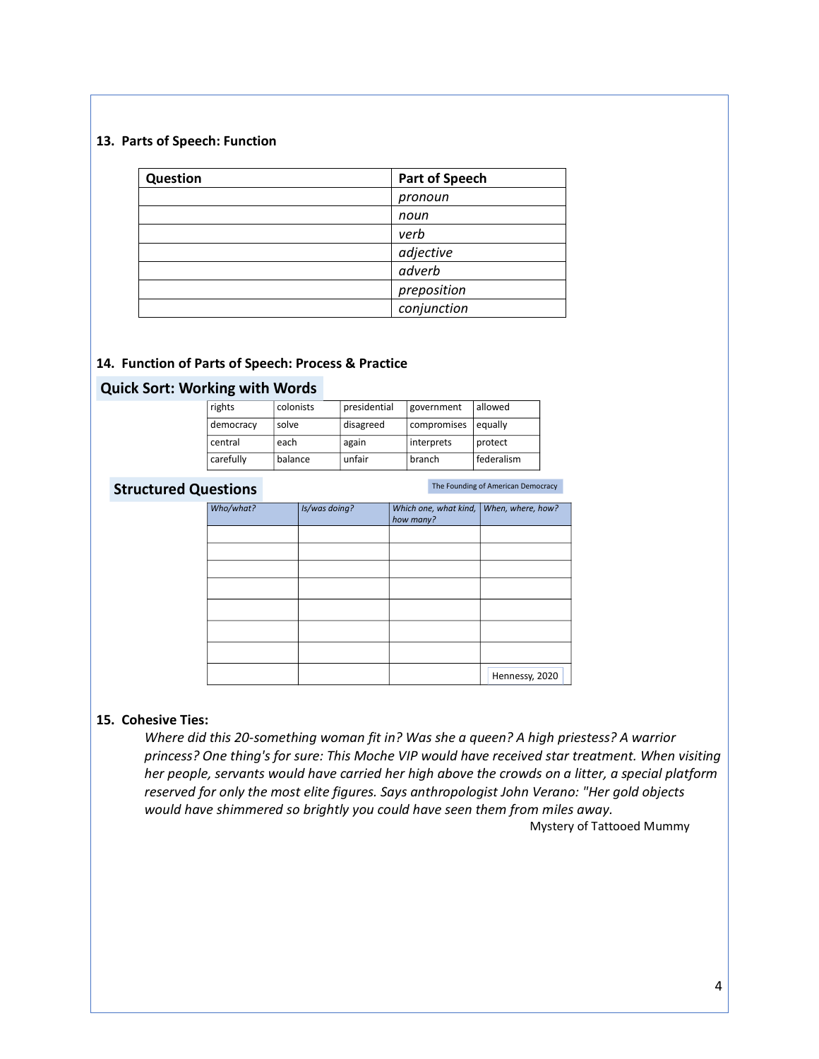### 13. Parts of Speech: Function

| Question | Part of Speech |
| --- | --- |
| | *pronoun* |
| | *noun* |
| | *verb* |
| | *adjective* |
| | *adverb* |
| | *preposition* |
| | *conjunction* |

### 14. Function of Parts of Speech: Process & Practice

#### Quick Sort: Working with Words

| | | | | |
| --- | --- | --- | --- | --- |
| rights | colonists | presidential | government | allowed |
| democracy | solve | disagreed | compromises | equally |
| central | each | again | interprets | protect |
| carefully | balance | unfair | branch | federalism |

#### Structured Questions

The Founding of American Democracy

| *Who/what?* | *Is/was doing?* | *Which one, what kind, how many?* | *When, where, how?* |
| --- | --- | --- | --- |
| | | | |
| | | | |
| | | | |
| | | | |
| | | | |
| | | | |
| | | | |
| | | | |

Hennessy, 2020

### 15. Cohesive Ties:

*Where did this 20-something woman fit in? Was she a queen? A high priestess? A warrior princess? One thing's for sure: This Moche VIP would have received star treatment. When visiting her people, servants would have carried her high above the crowds on a litter, a special platform reserved for only the most elite figures. Says anthropologist John Verano: "Her gold objects would have shimmered so brightly you could have seen them from miles away.*

Mystery of Tattooed Mummy